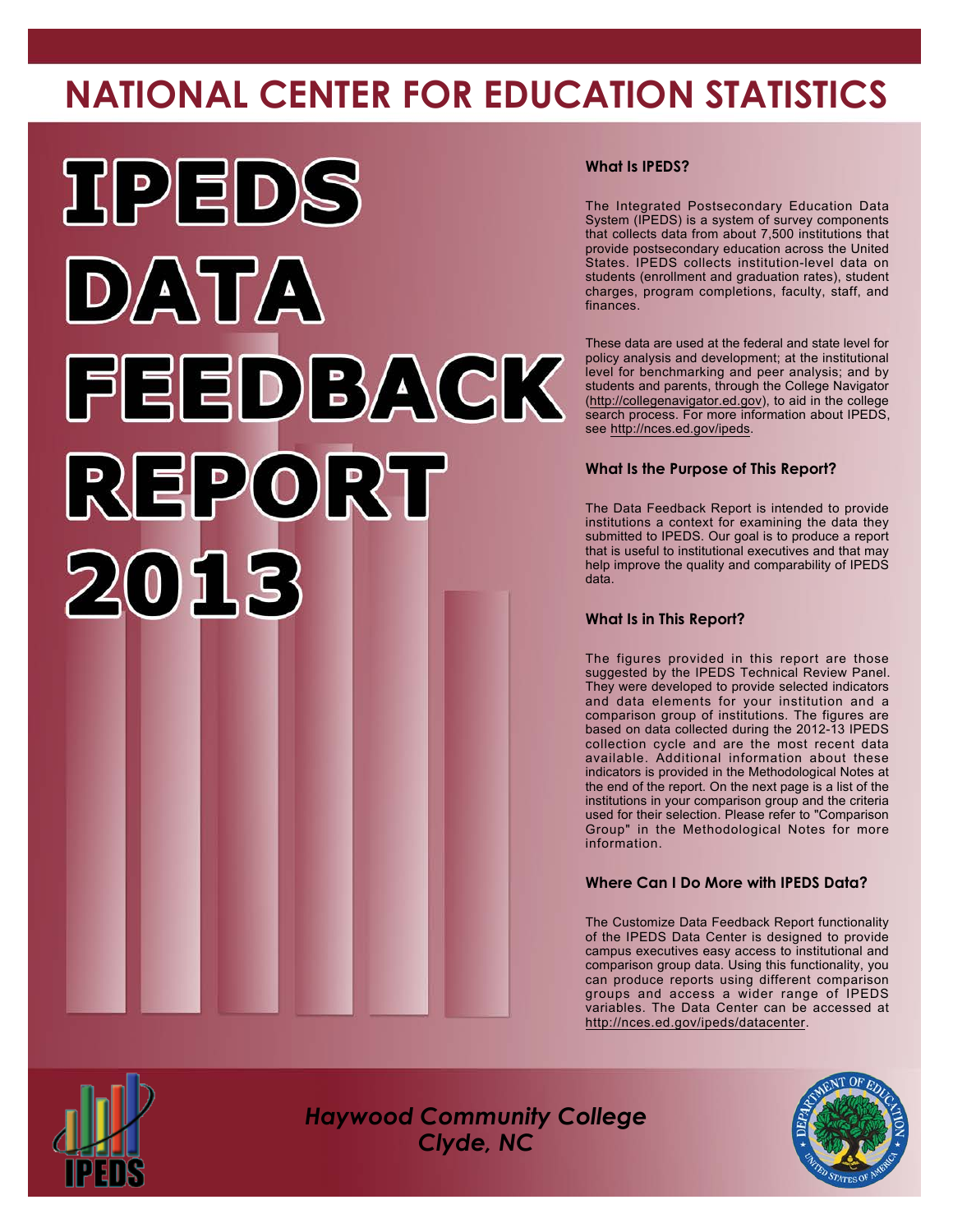# NATIONAL CENTER FOR EDUCATION STATISTICS

# IPEDS DATA FEEDBACK REPORT 2013

### What Is IPEDS?

The Integrated Postsecondary Education Data System (IPEDS) is a system of survey components that collects data from about 7,500 institutions that provide postsecondary education across the United States. IPEDS collects institution-level data on students (enrollment and graduation rates), student charges, program completions, faculty, staff, and finances.

These data are used at the federal and state level for policy analysis and development; at the institutional level for benchmarking and peer analysis; and by students and parents, through the College Navigator (http://collegenavigator.ed.gov), to aid in the college search process. For more information about IPEDS, see http://nces.ed.gov/ipeds.

### What Is the Purpose of This Report?

The Data Feedback Report is intended to provide institutions a context for examining the data they submitted to IPEDS. Our goal is to produce a report that is useful to institutional executives and that may help improve the quality and comparability of IPEDS data.

### What Is in This Report?

The figures provided in this report are those suggested by the IPEDS Technical Review Panel. They were developed to provide selected indicators and data elements for your institution and a comparison group of institutions. The figures are based on data collected during the 2012-13 IPEDS collection cycle and are the most recent data available. Additional information about these indicators is provided in the Methodological Notes at the end of the report. On the next page is a list of the institutions in your comparison group and the criteria used for their selection. Please refer to "Comparison Group" in the Methodological Notes for more information.

### Where Can I Do More with IPEDS Data?

The Customize Data Feedback Report functionality of the IPEDS Data Center is designed to provide campus executives easy access to institutional and comparison group data. Using this functionality, you can produce reports using different comparison groups and access a wider range of IPEDS variables. The Data Center can be accessed at http://nces.ed.gov/ipeds/datacenter.

*Haywood Community College*
*Clyde, NC*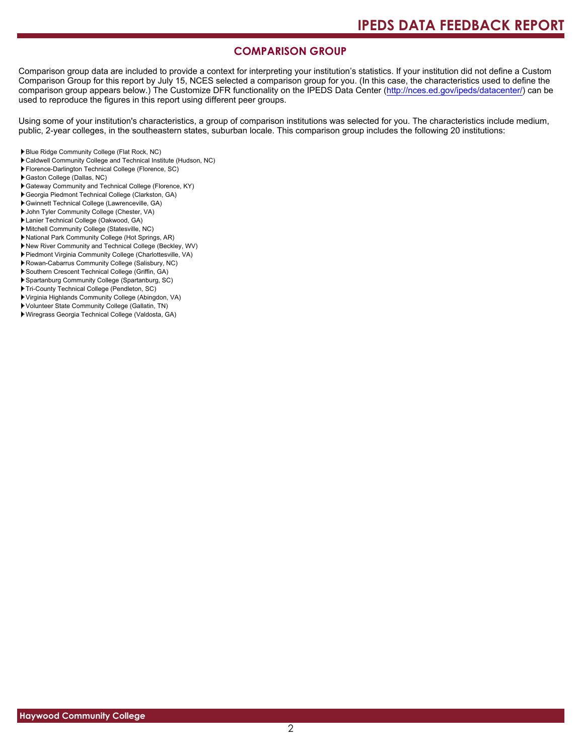## COMPARISON GROUP

Comparison group data are included to provide a context for interpreting your institution's statistics. If your institution did not define a Custom Comparison Group for this report by July 15, NCES selected a comparison group for you. (In this case, the characteristics used to define the comparison group appears below.) The Customize DFR functionality on the IPEDS Data Center (http://nces.ed.gov/ipeds/datacenter/) can be used to reproduce the figures in this report using different peer groups.

Using some of your institution's characteristics, a group of comparison institutions was selected for you. The characteristics include medium, public, 2-year colleges, in the southeastern states, suburban locale. This comparison group includes the following 20 institutions:

- Blue Ridge Community College (Flat Rock, NC)
- Caldwell Community College and Technical Institute (Hudson, NC)
- Florence-Darlington Technical College (Florence, SC)
- Gaston College (Dallas, NC)
- Gateway Community and Technical College (Florence, KY)
- Georgia Piedmont Technical College (Clarkston, GA)
- Gwinnett Technical College (Lawrenceville, GA)
- John Tyler Community College (Chester, VA)
- Lanier Technical College (Oakwood, GA)
- Mitchell Community College (Statesville, NC)
- National Park Community College (Hot Springs, AR)
- New River Community and Technical College (Beckley, WV)
- Piedmont Virginia Community College (Charlottesville, VA)
- Rowan-Cabarrus Community College (Salisbury, NC)
- Southern Crescent Technical College (Griffin, GA)
- Spartanburg Community College (Spartanburg, SC)
- Tri-County Technical College (Pendleton, SC)
- Virginia Highlands Community College (Abingdon, VA)
- Volunteer State Community College (Gallatin, TN)
- Wiregrass Georgia Technical College (Valdosta, GA)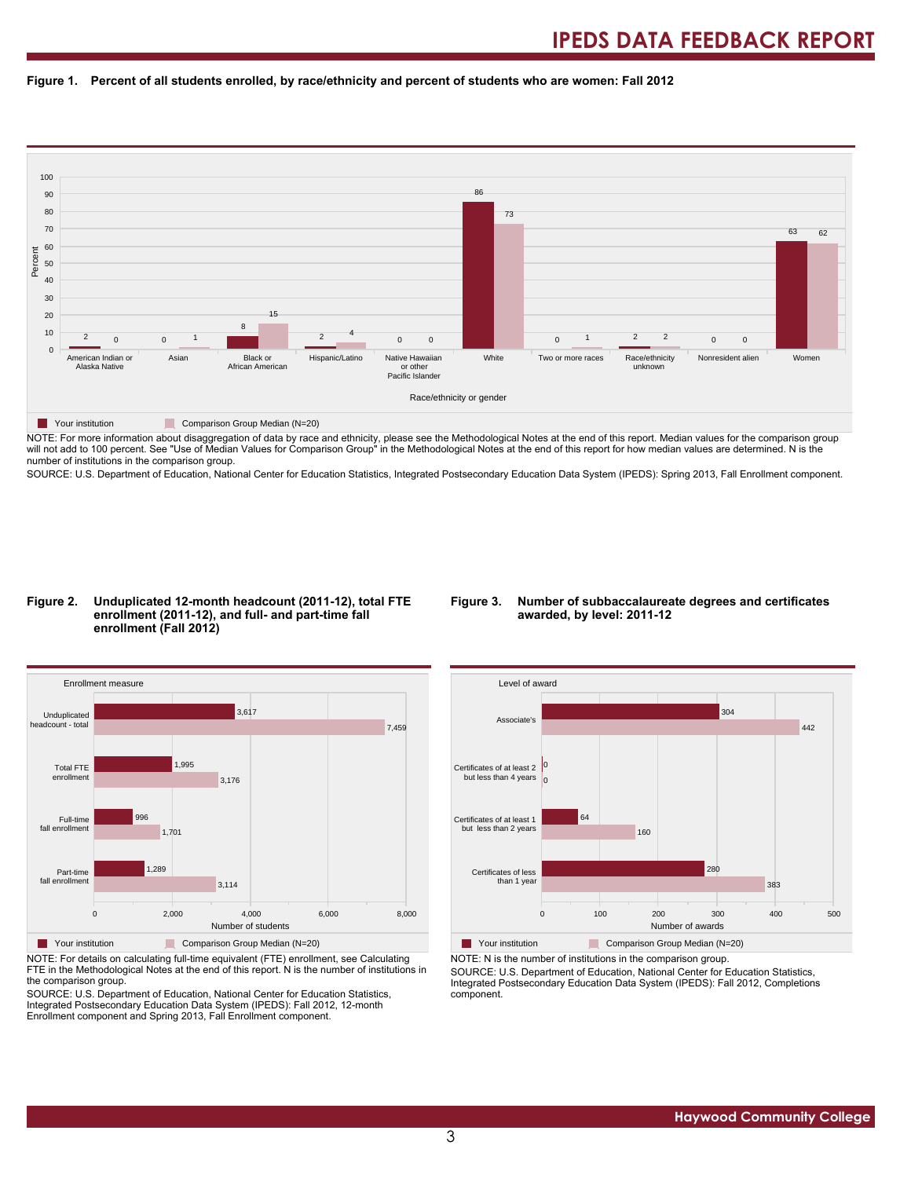**Figure 1. Percent of all students enrolled, by race/ethnicity and percent of students who are women: Fall 2012**

| Race/ethnicity or gender | Your institution | Comparison Group Median (N=20) |
|---|---|---|
| American Indian or Alaska Native | 2 | 0 |
| Asian | 0 | 1 |
| Black or African American | 8 | 15 |
| Hispanic/Latino | 2 | 4 |
| Native Hawaiian or other Pacific Islander | 0 | 0 |
| White | 86 | 73 |
| Two or more races | 0 | 1 |
| Race/ethnicity unknown | 2 | 2 |
| Nonresident alien | 0 | 0 |
| Women | 63 | 62 |

NOTE: For more information about disaggregation of data by race and ethnicity, please see the Methodological Notes at the end of this report. Median values for the comparison group will not add to 100 percent. See "Use of Median Values for Comparison Group" in the Methodological Notes at the end of this report for how median values are determined. N is the number of institutions in the comparison group.

SOURCE: U.S. Department of Education, National Center for Education Statistics, Integrated Postsecondary Education Data System (IPEDS): Spring 2013, Fall Enrollment component.

**Figure 2. Unduplicated 12-month headcount (2011-12), total FTE enrollment (2011-12), and full- and part-time fall enrollment (Fall 2012)**

| Enrollment measure | Your institution | Comparison Group Median (N=20) |
|---|---|---|
| Unduplicated headcount - total | 3,617 | 7,459 |
| Total FTE enrollment | 1,995 | 3,176 |
| Full-time fall enrollment | 996 | 1,701 |
| Part-time fall enrollment | 1,289 | 3,114 |

NOTE: For details on calculating full-time equivalent (FTE) enrollment, see Calculating FTE in the Methodological Notes at the end of this report. N is the number of institutions in the comparison group.

SOURCE: U.S. Department of Education, National Center for Education Statistics, Integrated Postsecondary Education Data System (IPEDS): Fall 2012, 12-month Enrollment component and Spring 2013, Fall Enrollment component.

**Figure 3. Number of subbaccalaureate degrees and certificates awarded, by level: 2011-12**

| Level of award | Your institution | Comparison Group Median (N=20) |
|---|---|---|
| Associate's | 304 | 442 |
| Certificates of at least 2 but less than 4 years | 0 | 0 |
| Certificates of at least 1 but less than 2 years | 64 | 160 |
| Certificates of less than 1 year | 280 | 383 |

NOTE: N is the number of institutions in the comparison group.

SOURCE: U.S. Department of Education, National Center for Education Statistics, Integrated Postsecondary Education Data System (IPEDS): Fall 2012, Completions component.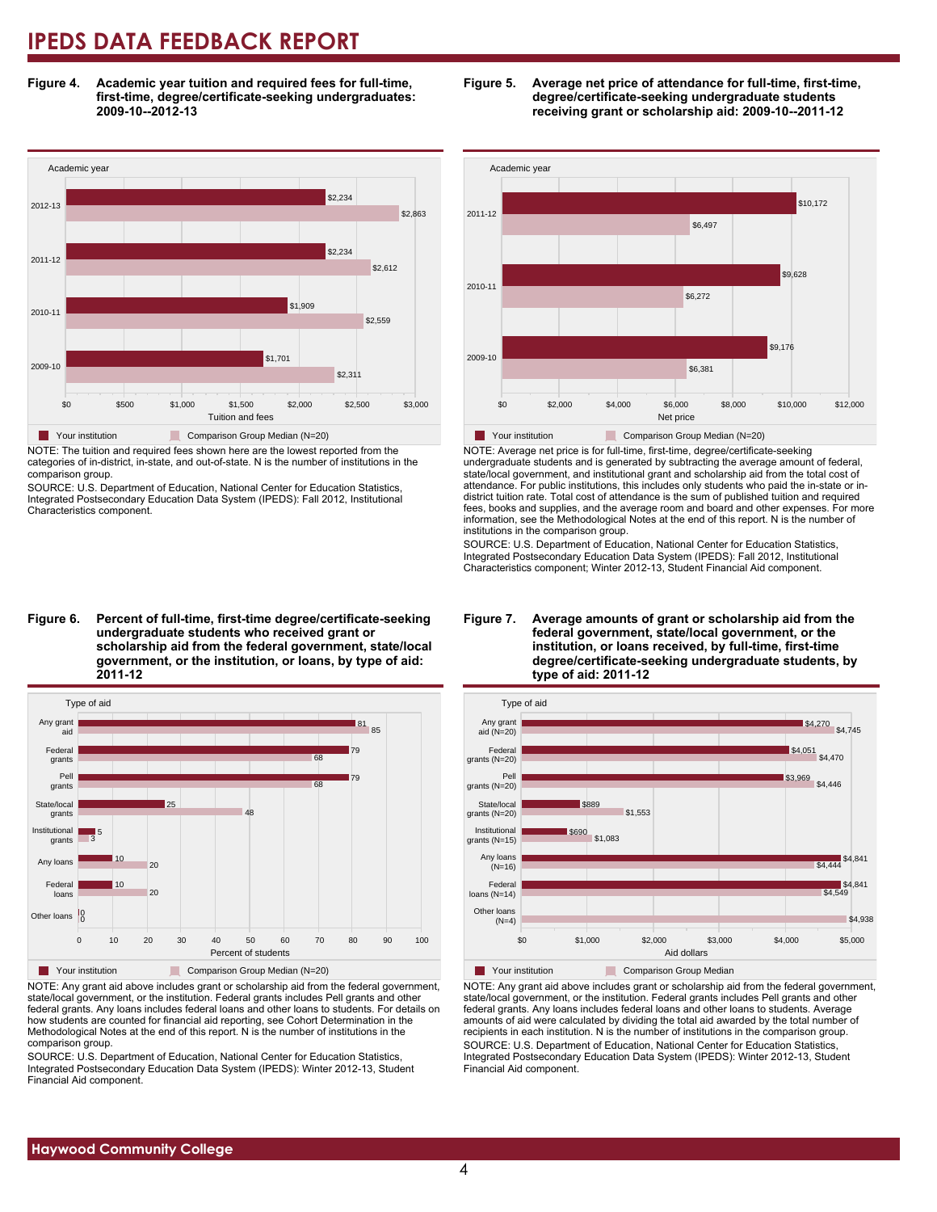**Figure 4. Academic year tuition and required fees for full-time, first-time, degree/certificate-seeking undergraduates: 2009-10--2012-13**

| Academic year | Your institution | Comparison Group Median (N=20) |
|---|---|---|
| 2012-13 | $2,234 | $2,863 |
| 2011-12 | $2,234 | $2,612 |
| 2010-11 | $1,909 | $2,559 |
| 2009-10 | $1,701 | $2,311 |

NOTE: The tuition and required fees shown here are the lowest reported from the categories of in-district, in-state, and out-of-state. N is the number of institutions in the comparison group.

SOURCE: U.S. Department of Education, National Center for Education Statistics, Integrated Postsecondary Education Data System (IPEDS): Fall 2012, Institutional Characteristics component.

**Figure 5. Average net price of attendance for full-time, first-time, degree/certificate-seeking undergraduate students receiving grant or scholarship aid: 2009-10--2011-12**

| Academic year | Your institution | Comparison Group Median (N=20) |
|---|---|---|
| 2011-12 | $10,172 | $6,497 |
| 2010-11 | $9,628 | $6,272 |
| 2009-10 | $9,176 | $6,381 |

NOTE: Average net price is for full-time, first-time, degree/certificate-seeking undergraduate students and is generated by subtracting the average amount of federal, state/local government, and institutional grant and scholarship aid from the total cost of attendance. For public institutions, this includes only students who paid the in-state or in-district tuition rate. Total cost of attendance is the sum of published tuition and required fees, books and supplies, and the average room and board and other expenses. For more information, see the Methodological Notes at the end of this report. N is the number of institutions in the comparison group.

SOURCE: U.S. Department of Education, National Center for Education Statistics, Integrated Postsecondary Education Data System (IPEDS): Fall 2012, Institutional Characteristics component; Winter 2012-13, Student Financial Aid component.

**Figure 6. Percent of full-time, first-time degree/certificate-seeking undergraduate students who received grant or scholarship aid from the federal government, state/local government, or the institution, or loans, by type of aid: 2011-12**

| Type of aid | Your institution | Comparison Group Median (N=20) |
|---|---|---|
| Any grant aid | 81 | 85 |
| Federal grants | 79 | 68 |
| Pell grants | 79 | 68 |
| State/local grants | 25 | 48 |
| Institutional grants | 5 | 3 |
| Any loans | 10 | 20 |
| Federal loans | 10 | 20 |
| Other loans | 0 | 0 |

NOTE: Any grant aid above includes grant or scholarship aid from the federal government, state/local government, or the institution. Federal grants includes Pell grants and other federal grants. Any loans includes federal loans and other loans to students. For details on how students are counted for financial aid reporting, see Cohort Determination in the Methodological Notes at the end of this report. N is the number of institutions in the comparison group.

SOURCE: U.S. Department of Education, National Center for Education Statistics, Integrated Postsecondary Education Data System (IPEDS): Winter 2012-13, Student Financial Aid component.

**Figure 7. Average amounts of grant or scholarship aid from the federal government, state/local government, or the institution, or loans received, by full-time, first-time degree/certificate-seeking undergraduate students, by type of aid: 2011-12**

| Type of aid | Your institution | Comparison Group Median |
|---|---|---|
| Any grant aid (N=20) | $4,270 | $4,745 |
| Federal grants (N=20) | $4,051 | $4,470 |
| Pell grants (N=20) | $3,969 | $4,446 |
| State/local grants (N=20) | $889 | $1,553 |
| Institutional grants (N=15) | $690 | $1,083 |
| Any loans (N=16) | $4,841 | $4,444 |
| Federal loans (N=14) | $4,841 | $4,549 |
| Other loans (N=4) | | $4,938 |

NOTE: Any grant aid above includes grant or scholarship aid from the federal government, state/local government, or the institution. Federal grants includes Pell grants and other federal grants. Any loans includes federal loans and other loans to students. Average amounts of aid were calculated by dividing the total aid awarded by the total number of recipients in each institution. N is the number of institutions in the comparison group.

SOURCE: U.S. Department of Education, National Center for Education Statistics, Integrated Postsecondary Education Data System (IPEDS): Winter 2012-13, Student Financial Aid component.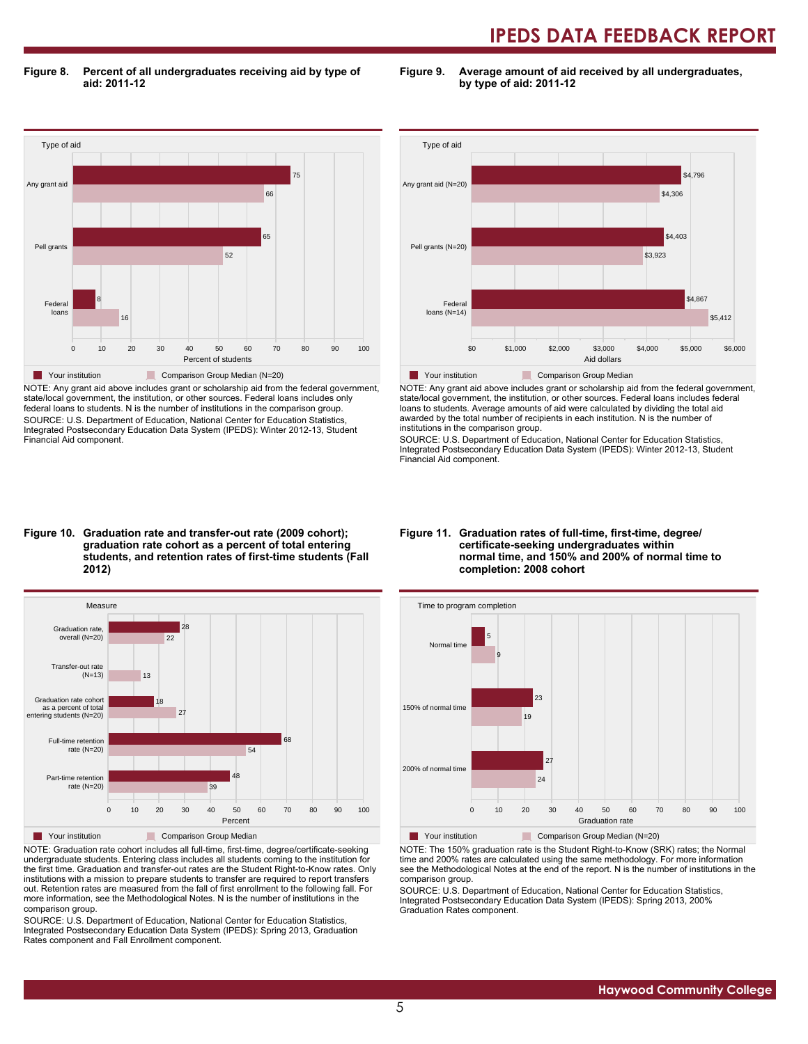**Figure 8. Percent of all undergraduates receiving aid by type of aid: 2011-12**

| Type of aid | Your institution | Comparison Group Median (N=20) |
|---|---|---|
| Any grant aid | 75 | 66 |
| Pell grants | 65 | 52 |
| Federal loans | 8 | 16 |

NOTE: Any grant aid above includes grant or scholarship aid from the federal government, state/local government, the institution, or other sources. Federal loans includes only federal loans to students. N is the number of institutions in the comparison group.
SOURCE: U.S. Department of Education, National Center for Education Statistics, Integrated Postsecondary Education Data System (IPEDS): Winter 2012-13, Student Financial Aid component.

**Figure 9. Average amount of aid received by all undergraduates, by type of aid: 2011-12**

| Type of aid | Your institution | Comparison Group Median |
|---|---|---|
| Any grant aid (N=20) | $4,796 | $4,306 |
| Pell grants (N=20) | $4,403 | $3,923 |
| Federal loans (N=14) | $4,867 | $5,412 |

NOTE: Any grant aid above includes grant or scholarship aid from the federal government, state/local government, the institution, or other sources. Federal loans includes federal loans to students. Average amounts of aid were calculated by dividing the total aid awarded by the total number of recipients in each institution. N is the number of institutions in the comparison group.
SOURCE: U.S. Department of Education, National Center for Education Statistics, Integrated Postsecondary Education Data System (IPEDS): Winter 2012-13, Student Financial Aid component.

**Figure 10. Graduation rate and transfer-out rate (2009 cohort); graduation rate cohort as a percent of total entering students, and retention rates of first-time students (Fall 2012)**

| Measure | Your institution | Comparison Group Median |
|---|---|---|
| Graduation rate, overall (N=20) | 28 | 22 |
| Transfer-out rate (N=13) | | 13 |
| Graduation rate cohort as a percent of total entering students (N=20) | 18 | 27 |
| Full-time retention rate (N=20) | 68 | 54 |
| Part-time retention rate (N=20) | 48 | 39 |

NOTE: Graduation rate cohort includes all full-time, first-time, degree/certificate-seeking undergraduate students. Entering class includes all students coming to the institution for the first time. Graduation and transfer-out rates are the Student Right-to-Know rates. Only institutions with a mission to prepare students to transfer are required to report transfers out. Retention rates are measured from the fall of first enrollment to the following fall. For more information, see the Methodological Notes. N is the number of institutions in the comparison group.
SOURCE: U.S. Department of Education, National Center for Education Statistics, Integrated Postsecondary Education Data System (IPEDS): Spring 2013, Graduation Rates component and Fall Enrollment component.

**Figure 11. Graduation rates of full-time, first-time, degree/certificate-seeking undergraduates within normal time, and 150% and 200% of normal time to completion: 2008 cohort**

| Time to program completion | Your institution | Comparison Group Median (N=20) |
|---|---|---|
| Normal time | 5 | 9 |
| 150% of normal time | 23 | 19 |
| 200% of normal time | 27 | 24 |

NOTE: The 150% graduation rate is the Student Right-to-Know (SRK) rates; the Normal time and 200% rates are calculated using the same methodology. For more information see the Methodological Notes at the end of the report. N is the number of institutions in the comparison group.
SOURCE: U.S. Department of Education, National Center for Education Statistics, Integrated Postsecondary Education Data System (IPEDS): Spring 2013, 200% Graduation Rates component.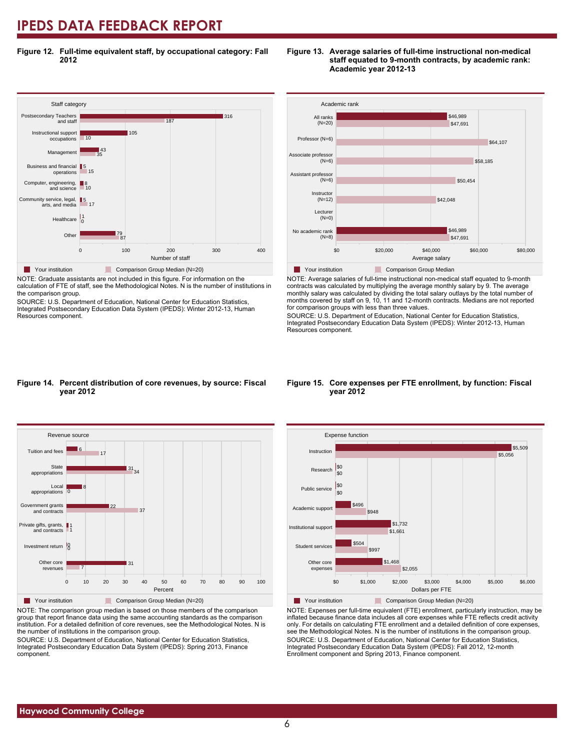**Figure 12. Full-time equivalent staff, by occupational category: Fall 2012**

| Staff category | Your institution | Comparison Group Median (N=20) |
|---|---|---|
| Postsecondary Teachers and staff | 316 | 187 |
| Instructional support occupations | 105 | 10 |
| Management | 43 | 35 |
| Business and financial operations | 5 | 15 |
| Computer, engineering, and science | 8 | 10 |
| Community service, legal, arts, and media | 5 | 17 |
| Healthcare | 1 | 0 |
| Other | 79 | 87 |

NOTE: Graduate assistants are not included in this figure. For information on the calculation of FTE of staff, see the Methodological Notes. N is the number of institutions in the comparison group.
SOURCE: U.S. Department of Education, National Center for Education Statistics, Integrated Postsecondary Education Data System (IPEDS): Winter 2012-13, Human Resources component.

**Figure 13. Average salaries of full-time instructional non-medical staff equated to 9-month contracts, by academic rank: Academic year 2012-13**

| Academic rank | Your institution | Comparison Group Median |
|---|---|---|
| All ranks (N=20) | $46,989 | $47,691 |
| Professor (N=6) | | $64,107 |
| Associate professor (N=6) | | $58,185 |
| Assistant professor (N=6) | | $50,454 |
| Instructor (N=12) | | $42,048 |
| Lecturer (N=0) | | |
| No academic rank (N=8) | $46,989 | $47,691 |

NOTE: Average salaries of full-time instructional non-medical staff equated to 9-month contracts was calculated by multiplying the average monthly salary by 9. The average monthly salary was calculated by dividing the total salary outlays by the total number of months covered by staff on 9, 10, 11 and 12-month contracts. Medians are not reported for comparison groups with less than three values.
SOURCE: U.S. Department of Education, National Center for Education Statistics, Integrated Postsecondary Education Data System (IPEDS): Winter 2012-13, Human Resources component.

**Figure 14. Percent distribution of core revenues, by source: Fiscal year 2012**

| Revenue source | Your institution | Comparison Group Median (N=20) |
|---|---|---|
| Tuition and fees | 6 | 17 |
| State appropriations | 31 | 34 |
| Local appropriations | 8 | 0 |
| Government grants and contracts | 22 | 37 |
| Private gifts, grants, and contracts | 1 | 1 |
| Investment return | 0 | 0 |
| Other core revenues | 31 | 7 |

NOTE: The comparison group median is based on those members of the comparison group that report finance data using the same accounting standards as the comparison institution. For a detailed definition of core revenues, see the Methodological Notes. N is the number of institutions in the comparison group.
SOURCE: U.S. Department of Education, National Center for Education Statistics, Integrated Postsecondary Education Data System (IPEDS): Spring 2013, Finance component.

**Figure 15. Core expenses per FTE enrollment, by function: Fiscal year 2012**

| Expense function | Your institution | Comparison Group Median (N=20) |
|---|---|---|
| Instruction | $5,509 | $5,056 |
| Research | $0 | $0 |
| Public service | $0 | $0 |
| Academic support | $496 | $948 |
| Institutional support | $1,732 | $1,661 |
| Student services | $504 | $997 |
| Other core expenses | $1,468 | $2,055 |

NOTE: Expenses per full-time equivalent (FTE) enrollment, particularly instruction, may be inflated because finance data includes all core expenses while FTE reflects credit activity only. For details on calculating FTE enrollment and a detailed definition of core expenses, see the Methodological Notes. N is the number of institutions in the comparison group.
SOURCE: U.S. Department of Education, National Center for Education Statistics, Integrated Postsecondary Education Data System (IPEDS): Fall 2012, 12-month Enrollment component and Spring 2013, Finance component.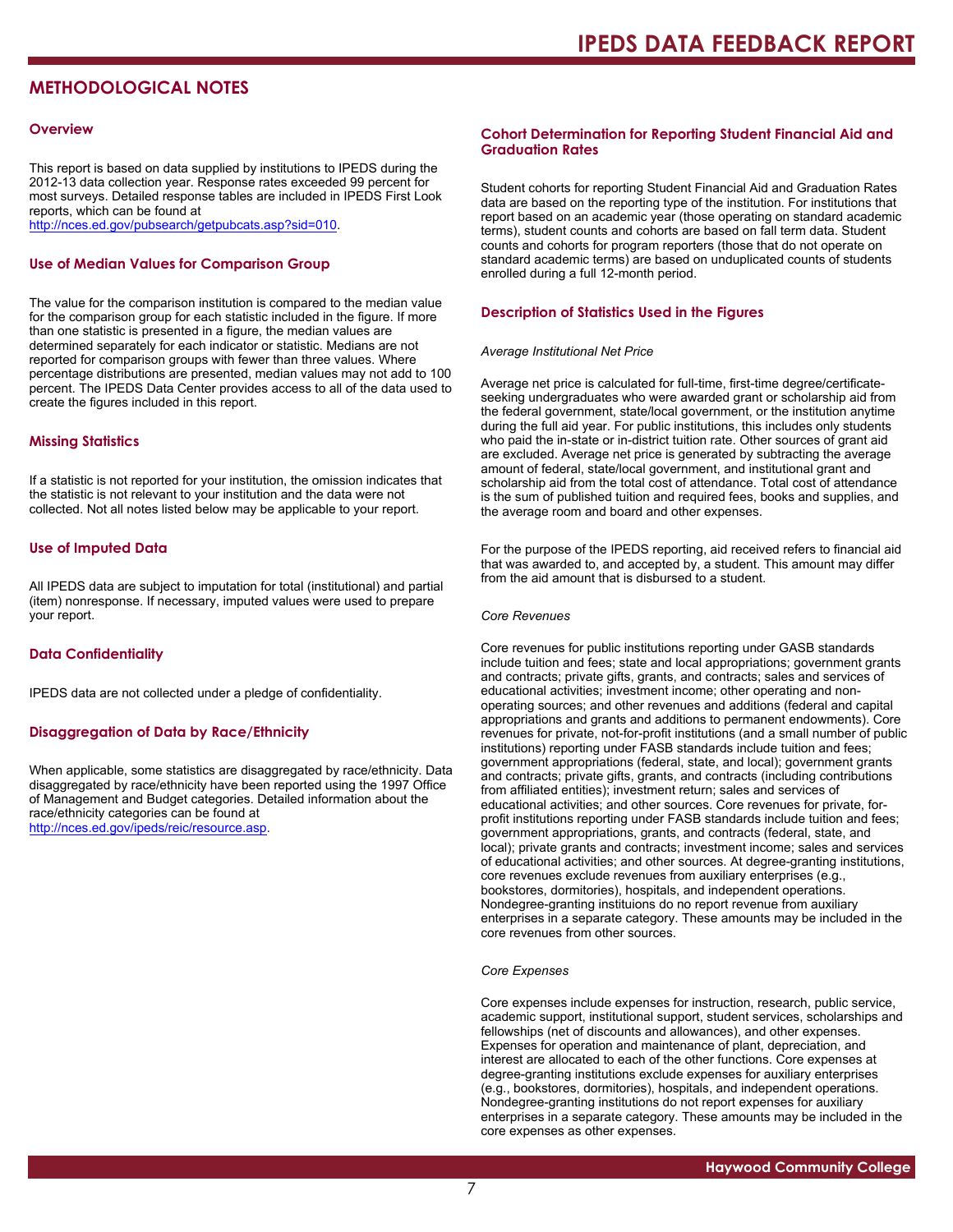# METHODOLOGICAL NOTES

## Overview

This report is based on data supplied by institutions to IPEDS during the 2012-13 data collection year. Response rates exceeded 99 percent for most surveys. Detailed response tables are included in IPEDS First Look reports, which can be found at http://nces.ed.gov/pubsearch/getpubcats.asp?sid=010.

## Use of Median Values for Comparison Group

The value for the comparison institution is compared to the median value for the comparison group for each statistic included in the figure. If more than one statistic is presented in a figure, the median values are determined separately for each indicator or statistic. Medians are not reported for comparison groups with fewer than three values. Where percentage distributions are presented, median values may not add to 100 percent. The IPEDS Data Center provides access to all of the data used to create the figures included in this report.

## Missing Statistics

If a statistic is not reported for your institution, the omission indicates that the statistic is not relevant to your institution and the data were not collected. Not all notes listed below may be applicable to your report.

## Use of Imputed Data

All IPEDS data are subject to imputation for total (institutional) and partial (item) nonresponse. If necessary, imputed values were used to prepare your report.

## Data Confidentiality

IPEDS data are not collected under a pledge of confidentiality.

## Disaggregation of Data by Race/Ethnicity

When applicable, some statistics are disaggregated by race/ethnicity. Data disaggregated by race/ethnicity have been reported using the 1997 Office of Management and Budget categories. Detailed information about the race/ethnicity categories can be found at http://nces.ed.gov/ipeds/reic/resource.asp.

## Cohort Determination for Reporting Student Financial Aid and Graduation Rates

Student cohorts for reporting Student Financial Aid and Graduation Rates data are based on the reporting type of the institution. For institutions that report based on an academic year (those operating on standard academic terms), student counts and cohorts are based on fall term data. Student counts and cohorts for program reporters (those that do not operate on standard academic terms) are based on unduplicated counts of students enrolled during a full 12-month period.

## Description of Statistics Used in the Figures

*Average Institutional Net Price*

Average net price is calculated for full-time, first-time degree/certificate-seeking undergraduates who were awarded grant or scholarship aid from the federal government, state/local government, or the institution anytime during the full aid year. For public institutions, this includes only students who paid the in-state or in-district tuition rate. Other sources of grant aid are excluded. Average net price is generated by subtracting the average amount of federal, state/local government, and institutional grant and scholarship aid from the total cost of attendance. Total cost of attendance is the sum of published tuition and required fees, books and supplies, and the average room and board and other expenses.

For the purpose of the IPEDS reporting, aid received refers to financial aid that was awarded to, and accepted by, a student. This amount may differ from the aid amount that is disbursed to a student.

*Core Revenues*

Core revenues for public institutions reporting under GASB standards include tuition and fees; state and local appropriations; government grants and contracts; private gifts, grants, and contracts; sales and services of educational activities; investment income; other operating and non-operating sources; and other revenues and additions (federal and capital appropriations and grants and additions to permanent endowments). Core revenues for private, not-for-profit institutions (and a small number of public institutions) reporting under FASB standards include tuition and fees; government appropriations (federal, state, and local); government grants and contracts; private gifts, grants, and contracts (including contributions from affiliated entities); investment return; sales and services of educational activities; and other sources. Core revenues for private, for-profit institutions reporting under FASB standards include tuition and fees; government appropriations, grants, and contracts (federal, state, and local); private grants and contracts; investment income; sales and services of educational activities; and other sources. At degree-granting institutions, core revenues exclude revenues from auxiliary enterprises (e.g., bookstores, dormitories), hospitals, and independent operations. Nondegree-granting instituions do no report revenue from auxiliary enterprises in a separate category. These amounts may be included in the core revenues from other sources.

*Core Expenses*

Core expenses include expenses for instruction, research, public service, academic support, institutional support, student services, scholarships and fellowships (net of discounts and allowances), and other expenses. Expenses for operation and maintenance of plant, depreciation, and interest are allocated to each of the other functions. Core expenses at degree-granting institutions exclude expenses for auxiliary enterprises (e.g., bookstores, dormitories), hospitals, and independent operations. Nondegree-granting institutions do not report expenses for auxiliary enterprises in a separate category. These amounts may be included in the core expenses as other expenses.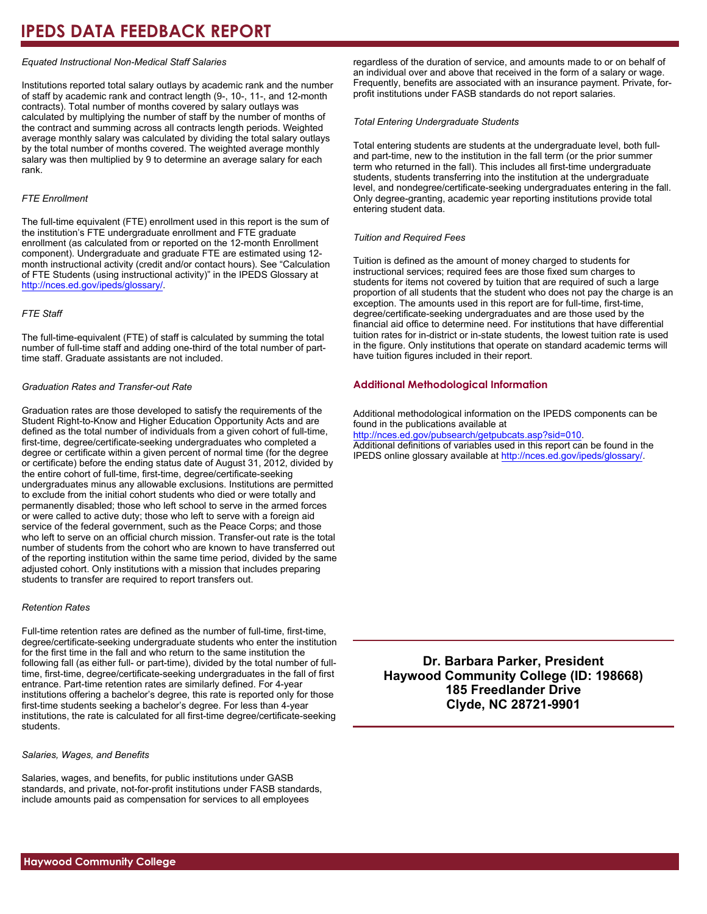*Equated Instructional Non-Medical Staff Salaries*

Institutions reported total salary outlays by academic rank and the number of staff by academic rank and contract length (9-, 10-, 11-, and 12-month contracts). Total number of months covered by salary outlays was calculated by multiplying the number of staff by the number of months of the contract and summing across all contracts length periods. Weighted average monthly salary was calculated by dividing the total salary outlays by the total number of months covered. The weighted average monthly salary was then multiplied by 9 to determine an average salary for each rank.

*FTE Enrollment*

The full-time equivalent (FTE) enrollment used in this report is the sum of the institution's FTE undergraduate enrollment and FTE graduate enrollment (as calculated from or reported on the 12-month Enrollment component). Undergraduate and graduate FTE are estimated using 12-month instructional activity (credit and/or contact hours). See "Calculation of FTE Students (using instructional activity)" in the IPEDS Glossary at http://nces.ed.gov/ipeds/glossary/.

*FTE Staff*

The full-time-equivalent (FTE) of staff is calculated by summing the total number of full-time staff and adding one-third of the total number of part-time staff. Graduate assistants are not included.

*Graduation Rates and Transfer-out Rate*

Graduation rates are those developed to satisfy the requirements of the Student Right-to-Know and Higher Education Opportunity Acts and are defined as the total number of individuals from a given cohort of full-time, first-time, degree/certificate-seeking undergraduates who completed a degree or certificate within a given percent of normal time (for the degree or certificate) before the ending status date of August 31, 2012, divided by the entire cohort of full-time, first-time, degree/certificate-seeking undergraduates minus any allowable exclusions. Institutions are permitted to exclude from the initial cohort students who died or were totally and permanently disabled; those who left school to serve in the armed forces or were called to active duty; those who left to serve with a foreign aid service of the federal government, such as the Peace Corps; and those who left to serve on an official church mission. Transfer-out rate is the total number of students from the cohort who are known to have transferred out of the reporting institution within the same time period, divided by the same adjusted cohort. Only institutions with a mission that includes preparing students to transfer are required to report transfers out.

*Retention Rates*

Full-time retention rates are defined as the number of full-time, first-time, degree/certificate-seeking undergraduate students who enter the institution for the first time in the fall and who return to the same institution the following fall (as either full- or part-time), divided by the total number of full-time, first-time, degree/certificate-seeking undergraduates in the fall of first entrance. Part-time retention rates are similarly defined. For 4-year institutions offering a bachelor's degree, this rate is reported only for those first-time students seeking a bachelor's degree. For less than 4-year institutions, the rate is calculated for all first-time degree/certificate-seeking students.

*Salaries, Wages, and Benefits*

Salaries, wages, and benefits, for public institutions under GASB standards, and private, not-for-profit institutions under FASB standards, include amounts paid as compensation for services to all employees regardless of the duration of service, and amounts made to or on behalf of an individual over and above that received in the form of a salary or wage. Frequently, benefits are associated with an insurance payment. Private, for-profit institutions under FASB standards do not report salaries.

*Total Entering Undergraduate Students*

Total entering students are students at the undergraduate level, both full- and part-time, new to the institution in the fall term (or the prior summer term who returned in the fall). This includes all first-time undergraduate students, students transferring into the institution at the undergraduate level, and nondegree/certificate-seeking undergraduates entering in the fall. Only degree-granting, academic year reporting institutions provide total entering student data.

*Tuition and Required Fees*

Tuition is defined as the amount of money charged to students for instructional services; required fees are those fixed sum charges to students for items not covered by tuition that are required of such a large proportion of all students that the student who does not pay the charge is an exception. The amounts used in this report are for full-time, first-time, degree/certificate-seeking undergraduates and are those used by the financial aid office to determine need. For institutions that have differential tuition rates for in-district or in-state students, the lowest tuition rate is used in the figure. Only institutions that operate on standard academic terms will have tuition figures included in their report.

## Additional Methodological Information

Additional methodological information on the IPEDS components can be found in the publications available at http://nces.ed.gov/pubsearch/getpubcats.asp?sid=010.
Additional definitions of variables used in this report can be found in the IPEDS online glossary available at http://nces.ed.gov/ipeds/glossary/.

**Dr. Barbara Parker, President**
**Haywood Community College (ID: 198668)**
**185 Freedlander Drive**
**Clyde, NC 28721-9901**